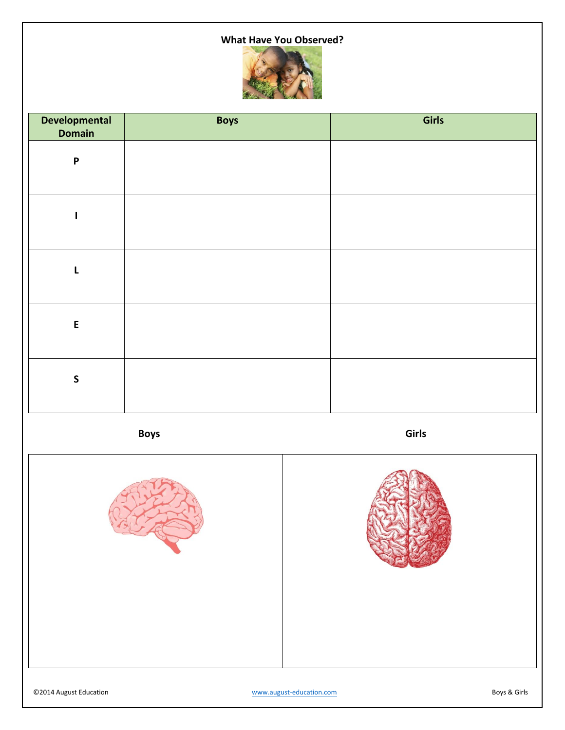# What Have You Observed?

| Developmental Domain | Boys | Girls |
|---|---|---|
| P | | |
| I | | |
| L | | |
| E | | |
| S | | |

| Boys | Girls |
|---|---|
| | |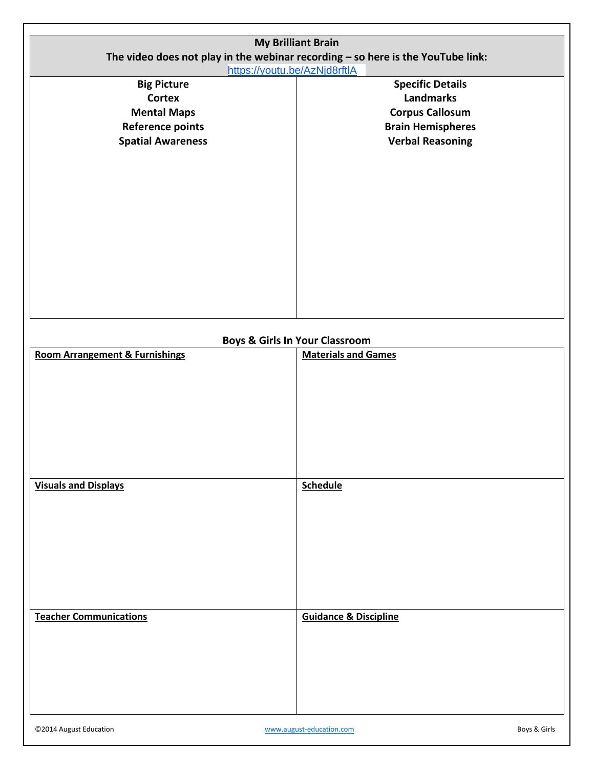| **My Brilliant Brain**<br>**The video does not play in the webinar recording – so here is the YouTube link:**<br>https://youtu.be/AzNjd8rftlA | |
|---|---|
| **Big Picture**<br>**Cortex**<br>**Mental Maps**<br>**Reference points**<br>**Spatial Awareness** | **Specific Details**<br>**Landmarks**<br>**Corpus Callosum**<br>**Brain Hemispheres**<br>**Verbal Reasoning** |

## Boys & Girls In Your Classroom

| **Room Arrangement & Furnishings** | **Materials and Games** |
|---|---|
| | |
| **Visuals and Displays** | **Schedule** |
| | |
| **Teacher Communications** | **Guidance & Discipline** |
| | |

©2014 August Education www.august-education.com Boys & Girls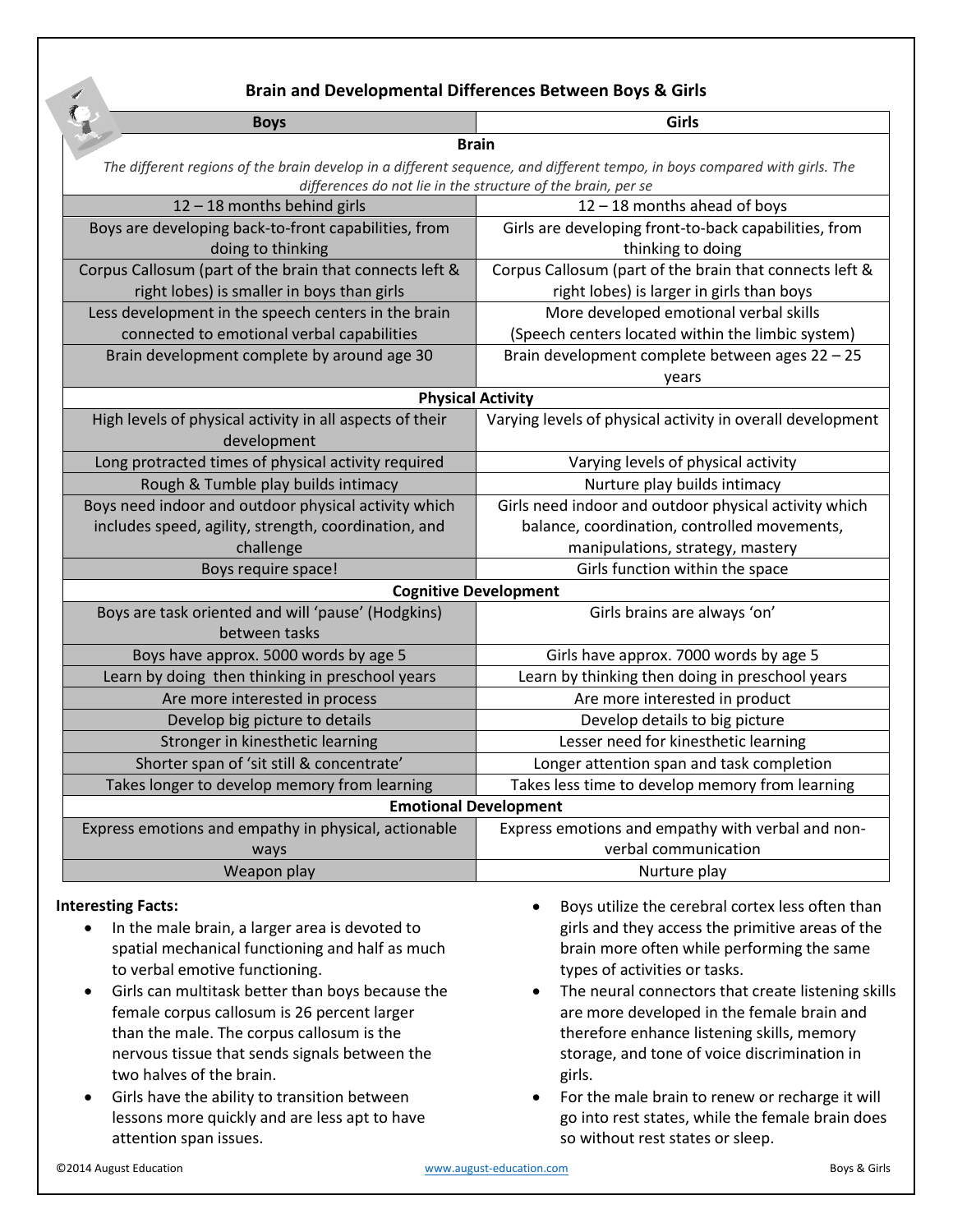# Brain and Developmental Differences Between Boys & Girls

| Boys | Girls |
|---|---|
| **Brain** | |
| *The different regions of the brain develop in a different sequence, and different tempo, in boys compared with girls. The differences do not lie in the structure of the brain, per se* | |
| 12 – 18 months behind girls | 12 – 18 months ahead of boys |
| Boys are developing back-to-front capabilities, from doing to thinking | Girls are developing front-to-back capabilities, from thinking to doing |
| Corpus Callosum (part of the brain that connects left & right lobes) is smaller in boys than girls | Corpus Callosum (part of the brain that connects left & right lobes) is larger in girls than boys |
| Less development in the speech centers in the brain connected to emotional verbal capabilities | More developed emotional verbal skills (Speech centers located within the limbic system) |
| Brain development complete by around age 30 | Brain development complete between ages 22 – 25 years |
| **Physical Activity** | |
| High levels of physical activity in all aspects of their development | Varying levels of physical activity in overall development |
| Long protracted times of physical activity required | Varying levels of physical activity |
| Rough & Tumble play builds intimacy | Nurture play builds intimacy |
| Boys need indoor and outdoor physical activity which includes speed, agility, strength, coordination, and challenge | Girls need indoor and outdoor physical activity which balance, coordination, controlled movements, manipulations, strategy, mastery |
| Boys require space! | Girls function within the space |
| **Cognitive Development** | |
| Boys are task oriented and will 'pause' (Hodgkins) between tasks | Girls brains are always 'on' |
| Boys have approx. 5000 words by age 5 | Girls have approx. 7000 words by age 5 |
| Learn by doing then thinking in preschool years | Learn by thinking then doing in preschool years |
| Are more interested in process | Are more interested in product |
| Develop big picture to details | Develop details to big picture |
| Stronger in kinesthetic learning | Lesser need for kinesthetic learning |
| Shorter span of 'sit still & concentrate' | Longer attention span and task completion |
| Takes longer to develop memory from learning | Takes less time to develop memory from learning |
| **Emotional Development** | |
| Express emotions and empathy in physical, actionable ways | Express emotions and empathy with verbal and non-verbal communication |
| Weapon play | Nurture play |

**Interesting Facts:**

- In the male brain, a larger area is devoted to spatial mechanical functioning and half as much to verbal emotive functioning.
- Girls can multitask better than boys because the female corpus callosum is 26 percent larger than the male. The corpus callosum is the nervous tissue that sends signals between the two halves of the brain.
- Girls have the ability to transition between lessons more quickly and are less apt to have attention span issues.
- Boys utilize the cerebral cortex less often than girls and they access the primitive areas of the brain more often while performing the same types of activities or tasks.
- The neural connectors that create listening skills are more developed in the female brain and therefore enhance listening skills, memory storage, and tone of voice discrimination in girls.
- For the male brain to renew or recharge it will go into rest states, while the female brain does so without rest states or sleep.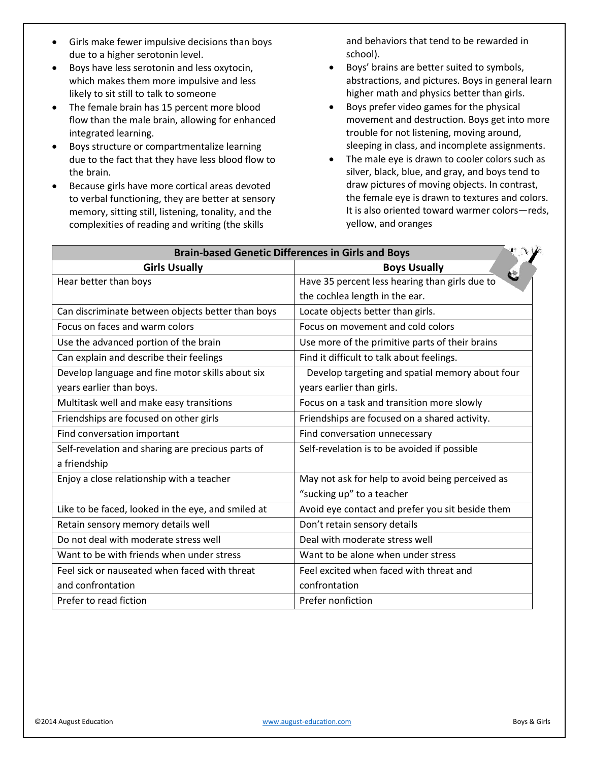- Girls make fewer impulsive decisions than boys due to a higher serotonin level.
- Boys have less serotonin and less oxytocin, which makes them more impulsive and less likely to sit still to talk to someone
- The female brain has 15 percent more blood flow than the male brain, allowing for enhanced integrated learning.
- Boys structure or compartmentalize learning due to the fact that they have less blood flow to the brain.
- Because girls have more cortical areas devoted to verbal functioning, they are better at sensory memory, sitting still, listening, tonality, and the complexities of reading and writing (the skills and behaviors that tend to be rewarded in school).
- Boys' brains are better suited to symbols, abstractions, and pictures. Boys in general learn higher math and physics better than girls.
- Boys prefer video games for the physical movement and destruction. Boys get into more trouble for not listening, moving around, sleeping in class, and incomplete assignments.
- The male eye is drawn to cooler colors such as silver, black, blue, and gray, and boys tend to draw pictures of moving objects. In contrast, the female eye is drawn to textures and colors. It is also oriented toward warmer colors—reds, yellow, and oranges

| **Brain-based Genetic Differences in Girls and Boys** | |
|---|---|
| **Girls Usually** | **Boys Usually** |
| Hear better than boys | Have 35 percent less hearing than girls due to the cochlea length in the ear. |
| Can discriminate between objects better than boys | Locate objects better than girls. |
| Focus on faces and warm colors | Focus on movement and cold colors |
| Use the advanced portion of the brain | Use more of the primitive parts of their brains |
| Can explain and describe their feelings | Find it difficult to talk about feelings. |
| Develop language and fine motor skills about six years earlier than boys. | Develop targeting and spatial memory about four years earlier than girls. |
| Multitask well and make easy transitions | Focus on a task and transition more slowly |
| Friendships are focused on other girls | Friendships are focused on a shared activity. |
| Find conversation important | Find conversation unnecessary |
| Self-revelation and sharing are precious parts of a friendship | Self-revelation is to be avoided if possible |
| Enjoy a close relationship with a teacher | May not ask for help to avoid being perceived as "sucking up" to a teacher |
| Like to be faced, looked in the eye, and smiled at | Avoid eye contact and prefer you sit beside them |
| Retain sensory memory details well | Don't retain sensory details |
| Do not deal with moderate stress well | Deal with moderate stress well |
| Want to be with friends when under stress | Want to be alone when under stress |
| Feel sick or nauseated when faced with threat and confrontation | Feel excited when faced with threat and confrontation |
| Prefer to read fiction | Prefer nonfiction |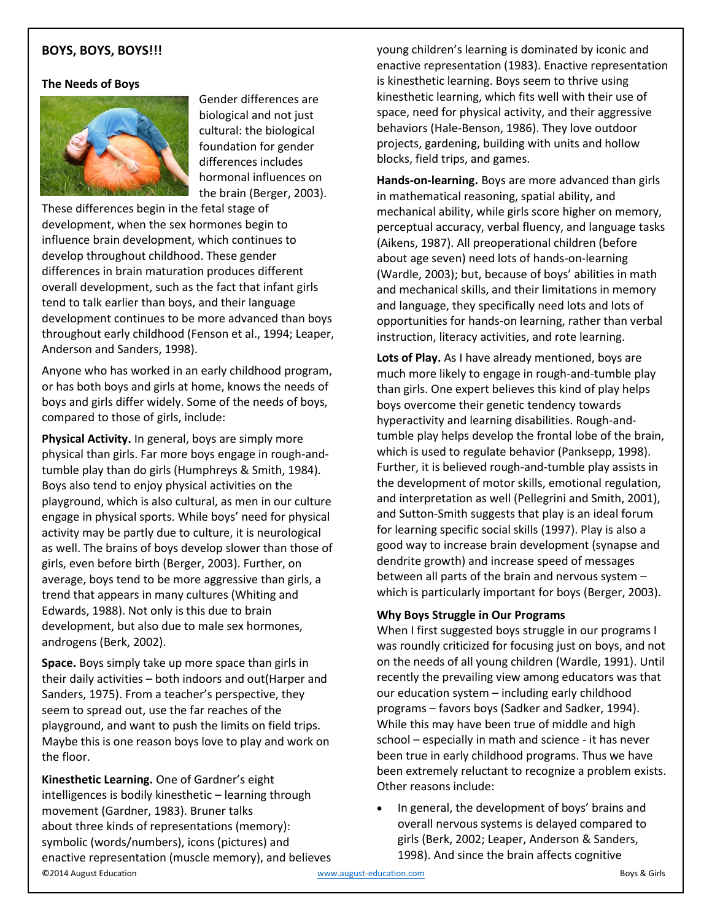## BOYS, BOYS, BOYS!!!

### The Needs of Boys

Gender differences are biological and not just cultural: the biological foundation for gender differences includes hormonal influences on the brain (Berger, 2003). These differences begin in the fetal stage of development, when the sex hormones begin to influence brain development, which continues to develop throughout childhood. These gender differences in brain maturation produces different overall development, such as the fact that infant girls tend to talk earlier than boys, and their language development continues to be more advanced than boys throughout early childhood (Fenson et al., 1994; Leaper, Anderson and Sanders, 1998).

Anyone who has worked in an early childhood program, or has both boys and girls at home, knows the needs of boys and girls differ widely. Some of the needs of boys, compared to those of girls, include:

**Physical Activity.** In general, boys are simply more physical than girls. Far more boys engage in rough-and-tumble play than do girls (Humphreys & Smith, 1984). Boys also tend to enjoy physical activities on the playground, which is also cultural, as men in our culture engage in physical sports. While boys' need for physical activity may be partly due to culture, it is neurological as well. The brains of boys develop slower than those of girls, even before birth (Berger, 2003). Further, on average, boys tend to be more aggressive than girls, a trend that appears in many cultures (Whiting and Edwards, 1988). Not only is this due to brain development, but also due to male sex hormones, androgens (Berk, 2002).

**Space.** Boys simply take up more space than girls in their daily activities – both indoors and out(Harper and Sanders, 1975). From a teacher's perspective, they seem to spread out, use the far reaches of the playground, and want to push the limits on field trips. Maybe this is one reason boys love to play and work on the floor.

**Kinesthetic Learning.** One of Gardner's eight intelligences is bodily kinesthetic – learning through movement (Gardner, 1983). Bruner talks about three kinds of representations (memory): symbolic (words/numbers), icons (pictures) and enactive representation (muscle memory), and believes young children's learning is dominated by iconic and enactive representation (1983). Enactive representation is kinesthetic learning. Boys seem to thrive using kinesthetic learning, which fits well with their use of space, need for physical activity, and their aggressive behaviors (Hale-Benson, 1986). They love outdoor projects, gardening, building with units and hollow blocks, field trips, and games.

**Hands-on-learning.** Boys are more advanced than girls in mathematical reasoning, spatial ability, and mechanical ability, while girls score higher on memory, perceptual accuracy, verbal fluency, and language tasks (Aikens, 1987). All preoperational children (before about age seven) need lots of hands-on-learning (Wardle, 2003); but, because of boys' abilities in math and mechanical skills, and their limitations in memory and language, they specifically need lots and lots of opportunities for hands-on learning, rather than verbal instruction, literacy activities, and rote learning.

**Lots of Play.** As I have already mentioned, boys are much more likely to engage in rough-and-tumble play than girls. One expert believes this kind of play helps boys overcome their genetic tendency towards hyperactivity and learning disabilities. Rough-and-tumble play helps develop the frontal lobe of the brain, which is used to regulate behavior (Panksepp, 1998). Further, it is believed rough-and-tumble play assists in the development of motor skills, emotional regulation, and interpretation as well (Pellegrini and Smith, 2001), and Sutton-Smith suggests that play is an ideal forum for learning specific social skills (1997). Play is also a good way to increase brain development (synapse and dendrite growth) and increase speed of messages between all parts of the brain and nervous system – which is particularly important for boys (Berger, 2003).

### Why Boys Struggle in Our Programs

When I first suggested boys struggle in our programs I was roundly criticized for focusing just on boys, and not on the needs of all young children (Wardle, 1991). Until recently the prevailing view among educators was that our education system – including early childhood programs – favors boys (Sadker and Sadker, 1994). While this may have been true of middle and high school – especially in math and science - it has never been true in early childhood programs. Thus we have been extremely reluctant to recognize a problem exists. Other reasons include:

- In general, the development of boys' brains and overall nervous systems is delayed compared to girls (Berk, 2002; Leaper, Anderson & Sanders, 1998). And since the brain affects cognitive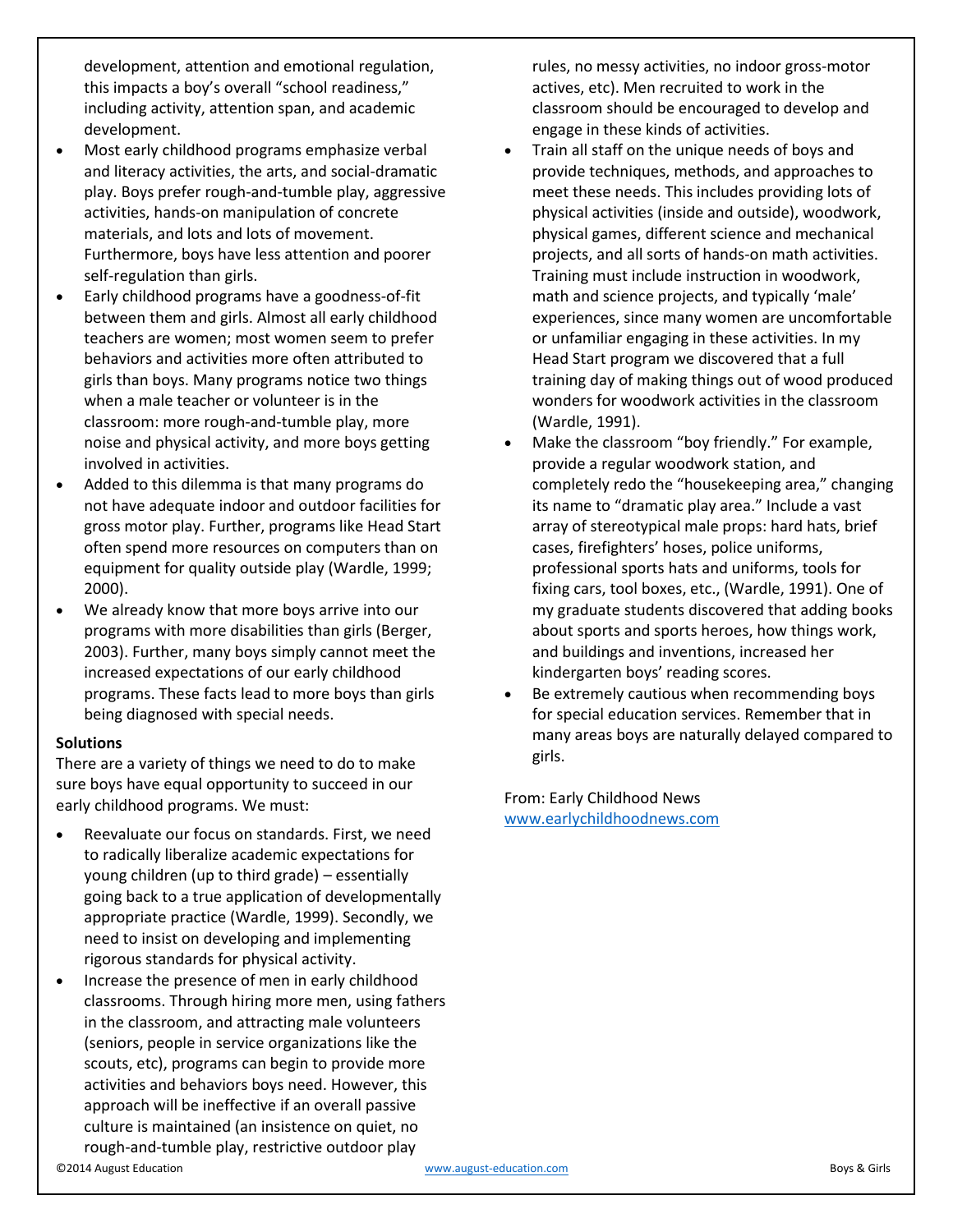development, attention and emotional regulation, this impacts a boy's overall "school readiness," including activity, attention span, and academic development.

- Most early childhood programs emphasize verbal and literacy activities, the arts, and social-dramatic play. Boys prefer rough-and-tumble play, aggressive activities, hands-on manipulation of concrete materials, and lots and lots of movement. Furthermore, boys have less attention and poorer self-regulation than girls.
- Early childhood programs have a goodness-of-fit between them and girls. Almost all early childhood teachers are women; most women seem to prefer behaviors and activities more often attributed to girls than boys. Many programs notice two things when a male teacher or volunteer is in the classroom: more rough-and-tumble play, more noise and physical activity, and more boys getting involved in activities.
- Added to this dilemma is that many programs do not have adequate indoor and outdoor facilities for gross motor play. Further, programs like Head Start often spend more resources on computers than on equipment for quality outside play (Wardle, 1999; 2000).
- We already know that more boys arrive into our programs with more disabilities than girls (Berger, 2003). Further, many boys simply cannot meet the increased expectations of our early childhood programs. These facts lead to more boys than girls being diagnosed with special needs.

**Solutions**

There are a variety of things we need to do to make sure boys have equal opportunity to succeed in our early childhood programs. We must:

- Reevaluate our focus on standards. First, we need to radically liberalize academic expectations for young children (up to third grade) – essentially going back to a true application of developmentally appropriate practice (Wardle, 1999). Secondly, we need to insist on developing and implementing rigorous standards for physical activity.
- Increase the presence of men in early childhood classrooms. Through hiring more men, using fathers in the classroom, and attracting male volunteers (seniors, people in service organizations like the scouts, etc), programs can begin to provide more activities and behaviors boys need. However, this approach will be ineffective if an overall passive culture is maintained (an insistence on quiet, no rough-and-tumble play, restrictive outdoor play rules, no messy activities, no indoor gross-motor actives, etc). Men recruited to work in the classroom should be encouraged to develop and engage in these kinds of activities.
- Train all staff on the unique needs of boys and provide techniques, methods, and approaches to meet these needs. This includes providing lots of physical activities (inside and outside), woodwork, physical games, different science and mechanical projects, and all sorts of hands-on math activities. Training must include instruction in woodwork, math and science projects, and typically 'male' experiences, since many women are uncomfortable or unfamiliar engaging in these activities. In my Head Start program we discovered that a full training day of making things out of wood produced wonders for woodwork activities in the classroom (Wardle, 1991).
- Make the classroom "boy friendly." For example, provide a regular woodwork station, and completely redo the "housekeeping area," changing its name to "dramatic play area." Include a vast array of stereotypical male props: hard hats, brief cases, firefighters' hoses, police uniforms, professional sports hats and uniforms, tools for fixing cars, tool boxes, etc., (Wardle, 1991). One of my graduate students discovered that adding books about sports and sports heroes, how things work, and buildings and inventions, increased her kindergarten boys' reading scores.
- Be extremely cautious when recommending boys for special education services. Remember that in many areas boys are naturally delayed compared to girls.

From: Early Childhood News
www.earlychildhoodnews.com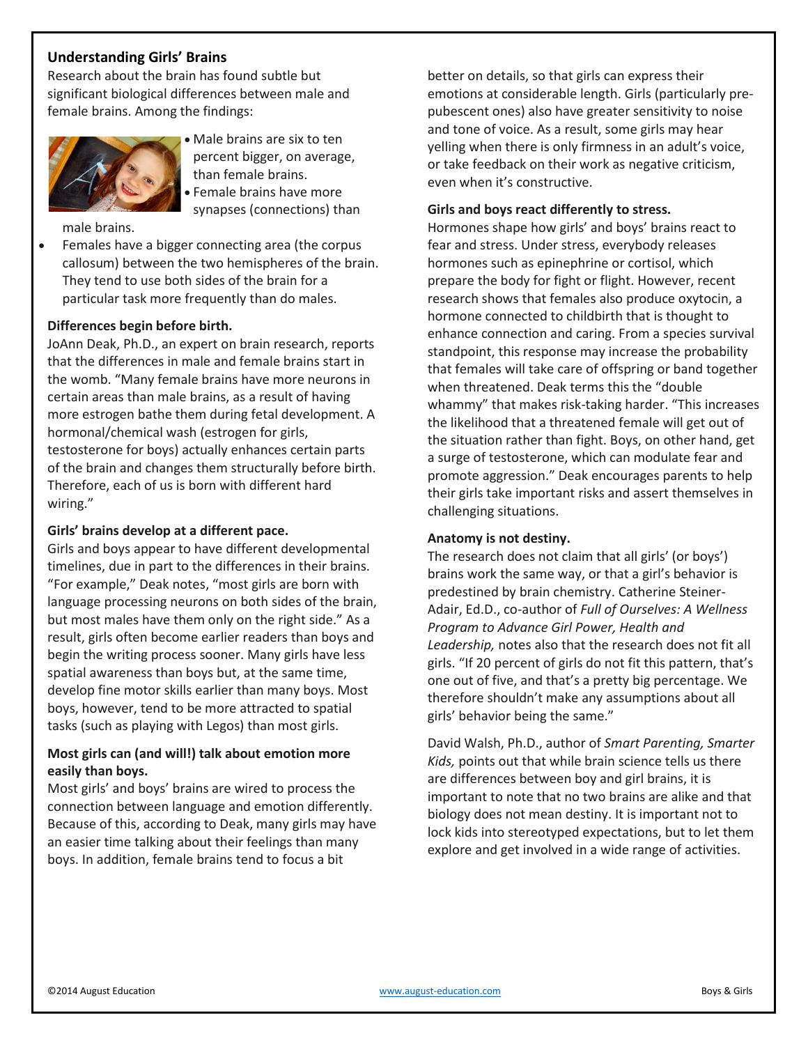## Understanding Girls' Brains

Research about the brain has found subtle but significant biological differences between male and female brains. Among the findings:

- Male brains are six to ten percent bigger, on average, than female brains.
- Female brains have more synapses (connections) than male brains.
- Females have a bigger connecting area (the corpus callosum) between the two hemispheres of the brain. They tend to use both sides of the brain for a particular task more frequently than do males.

**Differences begin before birth.**

JoAnn Deak, Ph.D., an expert on brain research, reports that the differences in male and female brains start in the womb. "Many female brains have more neurons in certain areas than male brains, as a result of having more estrogen bathe them during fetal development. A hormonal/chemical wash (estrogen for girls, testosterone for boys) actually enhances certain parts of the brain and changes them structurally before birth. Therefore, each of us is born with different hard wiring."

**Girls' brains develop at a different pace.**

Girls and boys appear to have different developmental timelines, due in part to the differences in their brains. "For example," Deak notes, "most girls are born with language processing neurons on both sides of the brain, but most males have them only on the right side." As a result, girls often become earlier readers than boys and begin the writing process sooner. Many girls have less spatial awareness than boys but, at the same time, develop fine motor skills earlier than many boys. Most boys, however, tend to be more attracted to spatial tasks (such as playing with Legos) than most girls.

**Most girls can (and will!) talk about emotion more easily than boys.**

Most girls' and boys' brains are wired to process the connection between language and emotion differently. Because of this, according to Deak, many girls may have an easier time talking about their feelings than many boys. In addition, female brains tend to focus a bit better on details, so that girls can express their emotions at considerable length. Girls (particularly pre-pubescent ones) also have greater sensitivity to noise and tone of voice. As a result, some girls may hear yelling when there is only firmness in an adult's voice, or take feedback on their work as negative criticism, even when it's constructive.

**Girls and boys react differently to stress.**

Hormones shape how girls' and boys' brains react to fear and stress. Under stress, everybody releases hormones such as epinephrine or cortisol, which prepare the body for fight or flight. However, recent research shows that females also produce oxytocin, a hormone connected to childbirth that is thought to enhance connection and caring. From a species survival standpoint, this response may increase the probability that females will take care of offspring or band together when threatened. Deak terms this the "double whammy" that makes risk-taking harder. "This increases the likelihood that a threatened female will get out of the situation rather than fight. Boys, on other hand, get a surge of testosterone, which can modulate fear and promote aggression." Deak encourages parents to help their girls take important risks and assert themselves in challenging situations.

**Anatomy is not destiny.**

The research does not claim that all girls' (or boys') brains work the same way, or that a girl's behavior is predestined by brain chemistry. Catherine Steiner-Adair, Ed.D., co-author of *Full of Ourselves: A Wellness Program to Advance Girl Power, Health and Leadership,* notes also that the research does not fit all girls. "If 20 percent of girls do not fit this pattern, that's one out of five, and that's a pretty big percentage. We therefore shouldn't make any assumptions about all girls' behavior being the same."

David Walsh, Ph.D., author of *Smart Parenting, Smarter Kids,* points out that while brain science tells us there are differences between boy and girl brains, it is important to note that no two brains are alike and that biology does not mean destiny. It is important not to lock kids into stereotyped expectations, but to let them explore and get involved in a wide range of activities.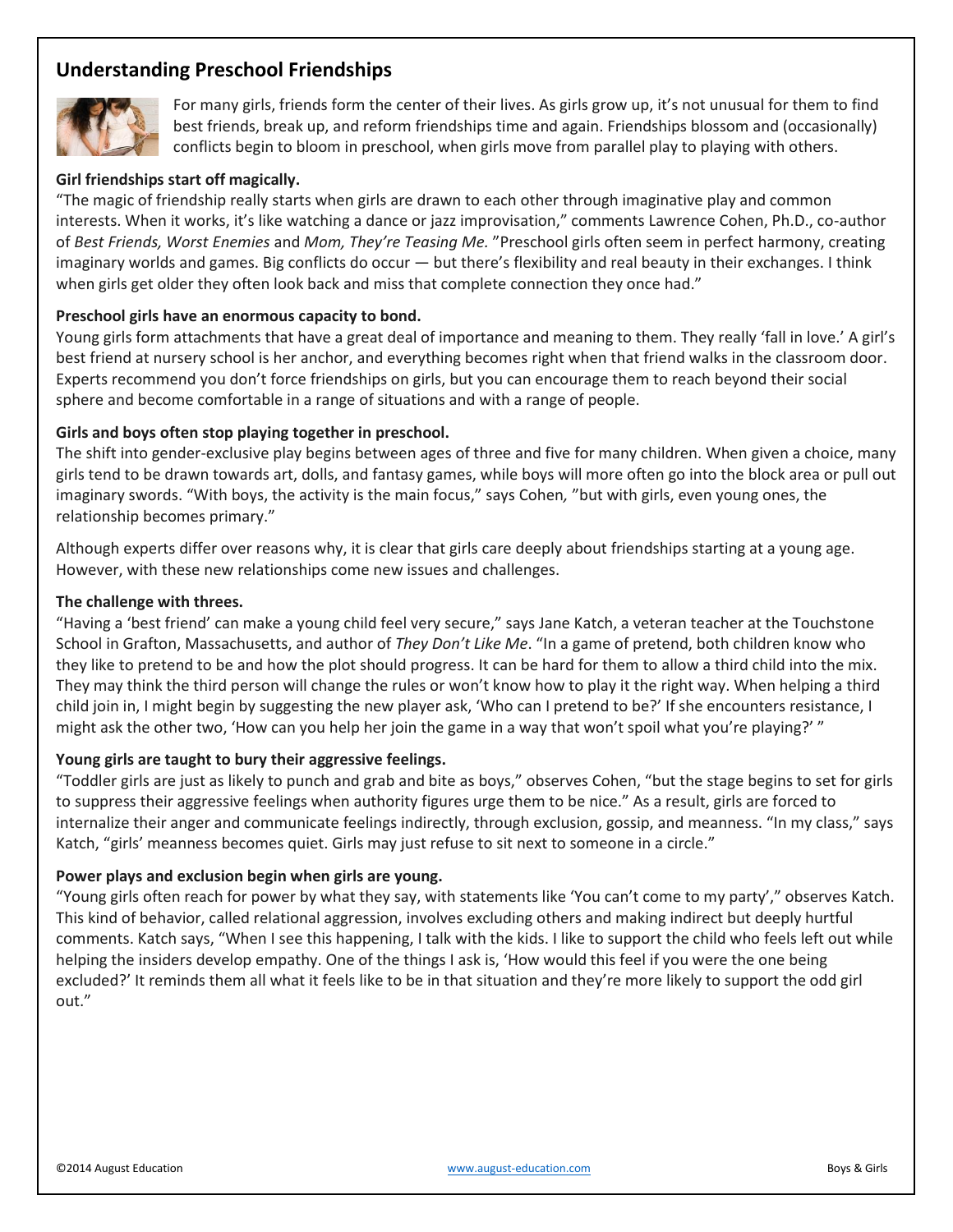## Understanding Preschool Friendships

For many girls, friends form the center of their lives. As girls grow up, it's not unusual for them to find best friends, break up, and reform friendships time and again. Friendships blossom and (occasionally) conflicts begin to bloom in preschool, when girls move from parallel play to playing with others.

**Girl friendships start off magically.**
"The magic of friendship really starts when girls are drawn to each other through imaginative play and common interests. When it works, it's like watching a dance or jazz improvisation," comments Lawrence Cohen, Ph.D., co-author of *Best Friends, Worst Enemies* and *Mom, They're Teasing Me.* "Preschool girls often seem in perfect harmony, creating imaginary worlds and games. Big conflicts do occur — but there's flexibility and real beauty in their exchanges. I think when girls get older they often look back and miss that complete connection they once had."

**Preschool girls have an enormous capacity to bond.**
Young girls form attachments that have a great deal of importance and meaning to them. They really 'fall in love.' A girl's best friend at nursery school is her anchor, and everything becomes right when that friend walks in the classroom door. Experts recommend you don't force friendships on girls, but you can encourage them to reach beyond their social sphere and become comfortable in a range of situations and with a range of people.

**Girls and boys often stop playing together in preschool.**
The shift into gender-exclusive play begins between ages of three and five for many children. When given a choice, many girls tend to be drawn towards art, dolls, and fantasy games, while boys will more often go into the block area or pull out imaginary swords. "With boys, the activity is the main focus," says Cohen, "but with girls, even young ones, the relationship becomes primary."

Although experts differ over reasons why, it is clear that girls care deeply about friendships starting at a young age. However, with these new relationships come new issues and challenges.

**The challenge with threes.**
"Having a 'best friend' can make a young child feel very secure," says Jane Katch, a veteran teacher at the Touchstone School in Grafton, Massachusetts, and author of *They Don't Like Me*. "In a game of pretend, both children know who they like to pretend to be and how the plot should progress. It can be hard for them to allow a third child into the mix. They may think the third person will change the rules or won't know how to play it the right way. When helping a third child join in, I might begin by suggesting the new player ask, 'Who can I pretend to be?' If she encounters resistance, I might ask the other two, 'How can you help her join the game in a way that won't spoil what you're playing?' "

**Young girls are taught to bury their aggressive feelings.**
"Toddler girls are just as likely to punch and grab and bite as boys," observes Cohen, "but the stage begins to set for girls to suppress their aggressive feelings when authority figures urge them to be nice." As a result, girls are forced to internalize their anger and communicate feelings indirectly, through exclusion, gossip, and meanness. "In my class," says Katch, "girls' meanness becomes quiet. Girls may just refuse to sit next to someone in a circle."

**Power plays and exclusion begin when girls are young.**
"Young girls often reach for power by what they say, with statements like 'You can't come to my party'," observes Katch. This kind of behavior, called relational aggression, involves excluding others and making indirect but deeply hurtful comments. Katch says, "When I see this happening, I talk with the kids. I like to support the child who feels left out while helping the insiders develop empathy. One of the things I ask is, 'How would this feel if you were the one being excluded?' It reminds them all what it feels like to be in that situation and they're more likely to support the odd girl out."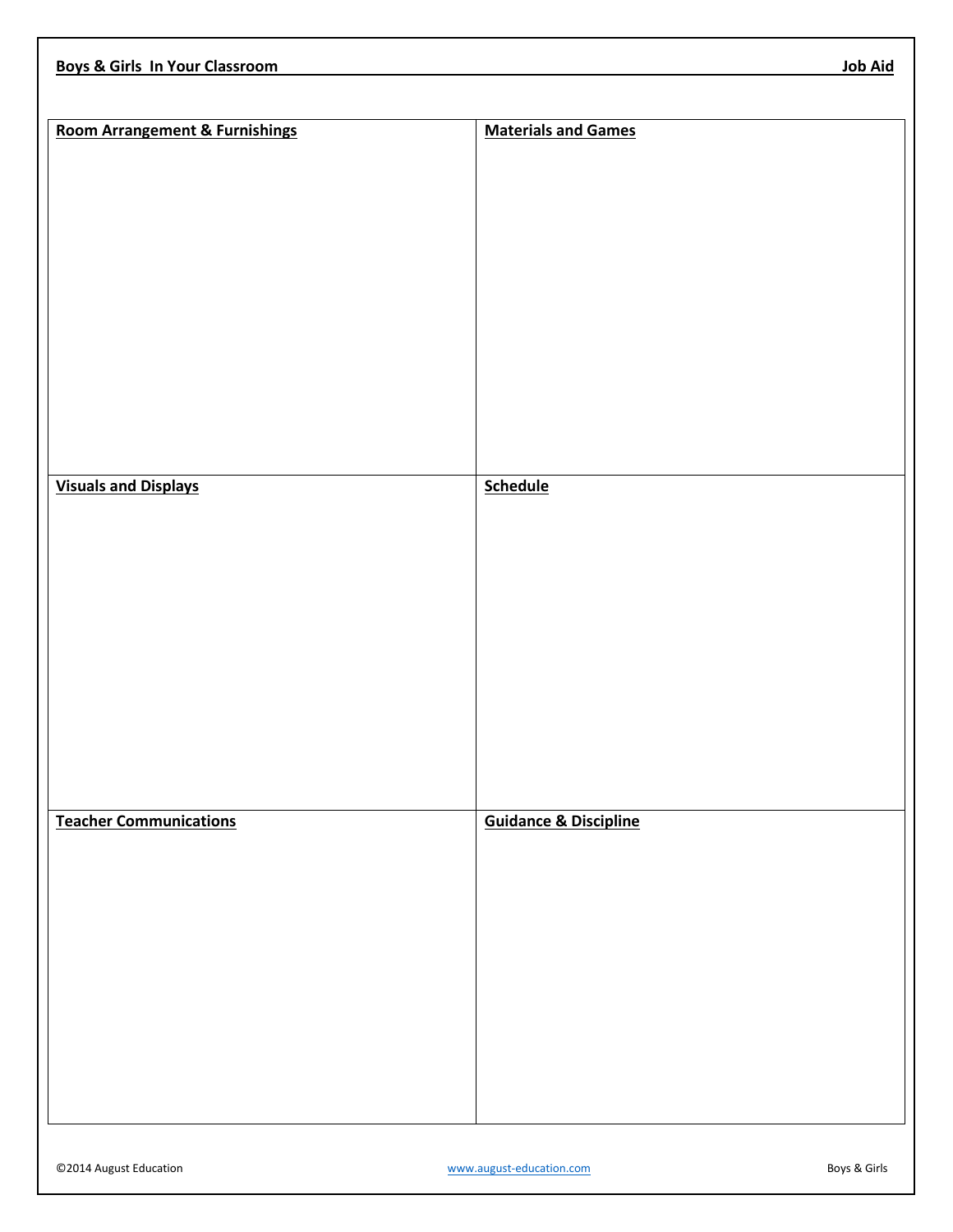**Boys & Girls In Your Classroom** **Job Aid**

| **Room Arrangement & Furnishings** | **Materials and Games** |
| --- | --- |
| | |
| **Visuals and Displays** | **Schedule** |
| | |
| **Teacher Communications** | **Guidance & Discipline** |
| | |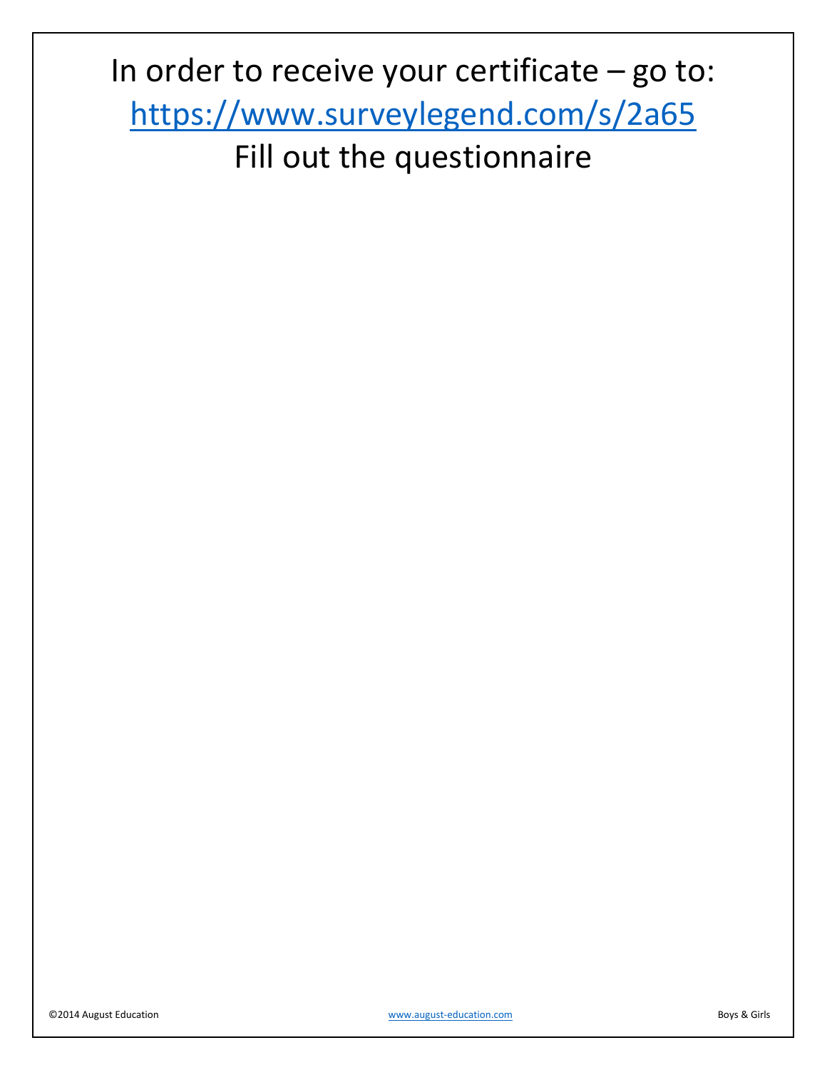In order to receive your certificate – go to:

https://www.surveylegend.com/s/2a65

Fill out the questionnaire